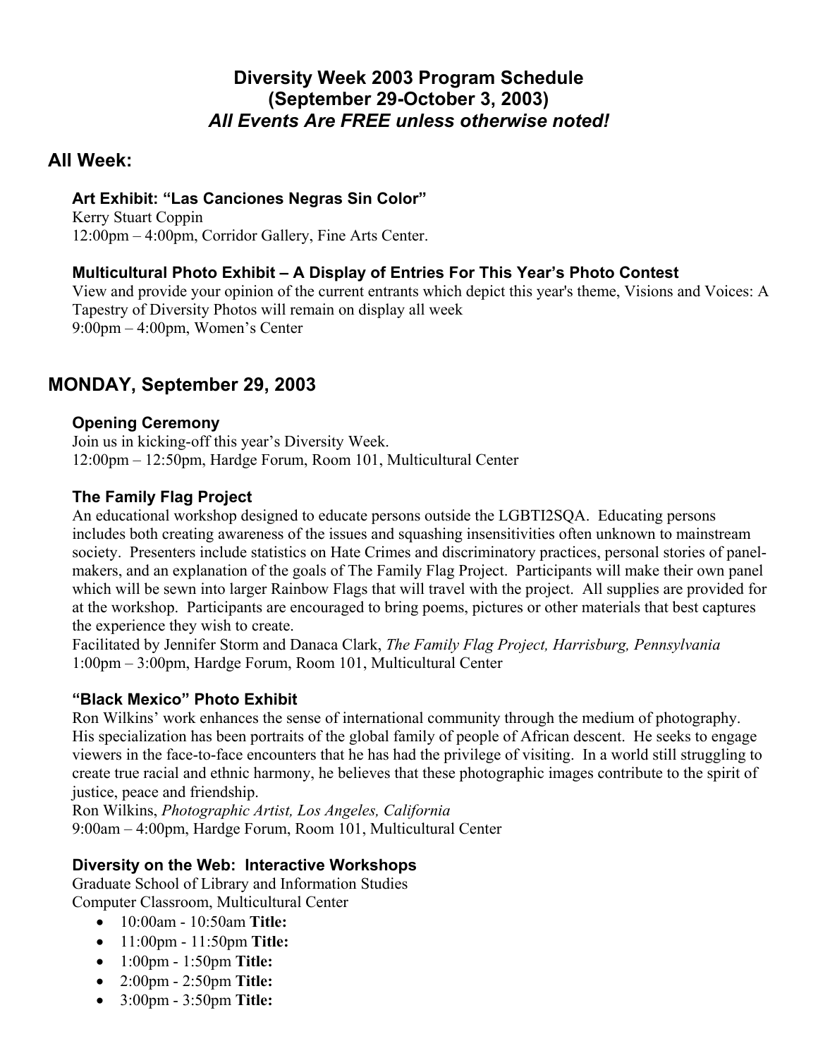# Diversity Week 2003 Program Schedule
# (September 29-October 3, 2003)
# *All Events Are FREE unless otherwise noted!*

## All Week:

### Art Exhibit: "Las Canciones Negras Sin Color"

Kerry Stuart Coppin
12:00pm – 4:00pm, Corridor Gallery, Fine Arts Center.

### Multicultural Photo Exhibit – A Display of Entries For This Year's Photo Contest

View and provide your opinion of the current entrants which depict this year's theme, Visions and Voices: A Tapestry of Diversity Photos will remain on display all week
9:00pm – 4:00pm, Women's Center

## MONDAY, September 29, 2003

### Opening Ceremony

Join us in kicking-off this year's Diversity Week.
12:00pm – 12:50pm, Hardge Forum, Room 101, Multicultural Center

### The Family Flag Project

An educational workshop designed to educate persons outside the LGBTI2SQA. Educating persons includes both creating awareness of the issues and squashing insensitivities often unknown to mainstream society. Presenters include statistics on Hate Crimes and discriminatory practices, personal stories of panel-makers, and an explanation of the goals of The Family Flag Project. Participants will make their own panel which will be sewn into larger Rainbow Flags that will travel with the project. All supplies are provided for at the workshop. Participants are encouraged to bring poems, pictures or other materials that best captures the experience they wish to create.
Facilitated by Jennifer Storm and Danaca Clark, *The Family Flag Project, Harrisburg, Pennsylvania*
1:00pm – 3:00pm, Hardge Forum, Room 101, Multicultural Center

### "Black Mexico" Photo Exhibit

Ron Wilkins' work enhances the sense of international community through the medium of photography. His specialization has been portraits of the global family of people of African descent. He seeks to engage viewers in the face-to-face encounters that he has had the privilege of visiting. In a world still struggling to create true racial and ethnic harmony, he believes that these photographic images contribute to the spirit of justice, peace and friendship.
Ron Wilkins, *Photographic Artist, Los Angeles, California*
9:00am – 4:00pm, Hardge Forum, Room 101, Multicultural Center

### Diversity on the Web: Interactive Workshops

Graduate School of Library and Information Studies
Computer Classroom, Multicultural Center

- 10:00am - 10:50am **Title:**
- 11:00pm - 11:50pm **Title:**
- 1:00pm - 1:50pm **Title:**
- 2:00pm - 2:50pm **Title:**
- 3:00pm - 3:50pm **Title:**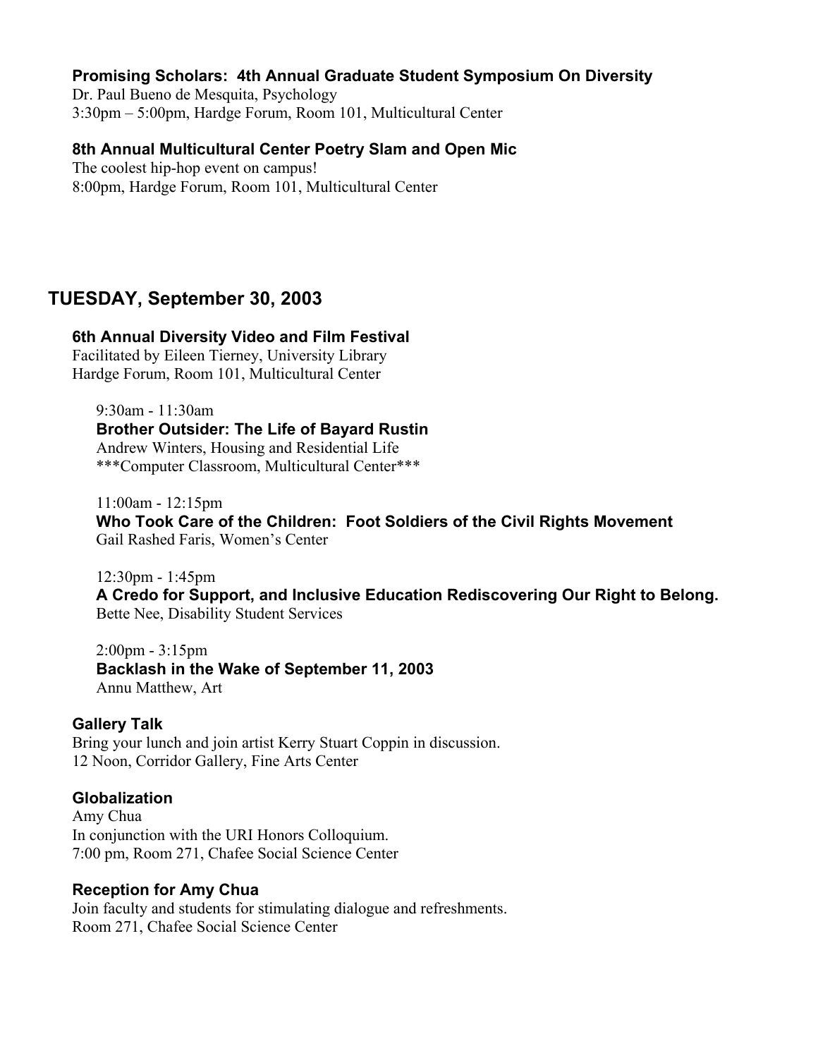### Promising Scholars: 4th Annual Graduate Student Symposium On Diversity

Dr. Paul Bueno de Mesquita, Psychology
3:30pm – 5:00pm, Hardge Forum, Room 101, Multicultural Center

### 8th Annual Multicultural Center Poetry Slam and Open Mic

The coolest hip-hop event on campus!
8:00pm, Hardge Forum, Room 101, Multicultural Center

## TUESDAY, September 30, 2003

### 6th Annual Diversity Video and Film Festival

Facilitated by Eileen Tierney, University Library
Hardge Forum, Room 101, Multicultural Center

9:30am - 11:30am
**Brother Outsider: The Life of Bayard Rustin**
Andrew Winters, Housing and Residential Life
***Computer Classroom, Multicultural Center***

11:00am - 12:15pm
**Who Took Care of the Children: Foot Soldiers of the Civil Rights Movement**
Gail Rashed Faris, Women's Center

12:30pm - 1:45pm
**A Credo for Support, and Inclusive Education Rediscovering Our Right to Belong.**
Bette Nee, Disability Student Services

2:00pm - 3:15pm
**Backlash in the Wake of September 11, 2003**
Annu Matthew, Art

### Gallery Talk

Bring your lunch and join artist Kerry Stuart Coppin in discussion.
12 Noon, Corridor Gallery, Fine Arts Center

### Globalization

Amy Chua
In conjunction with the URI Honors Colloquium.
7:00 pm, Room 271, Chafee Social Science Center

### Reception for Amy Chua

Join faculty and students for stimulating dialogue and refreshments.
Room 271, Chafee Social Science Center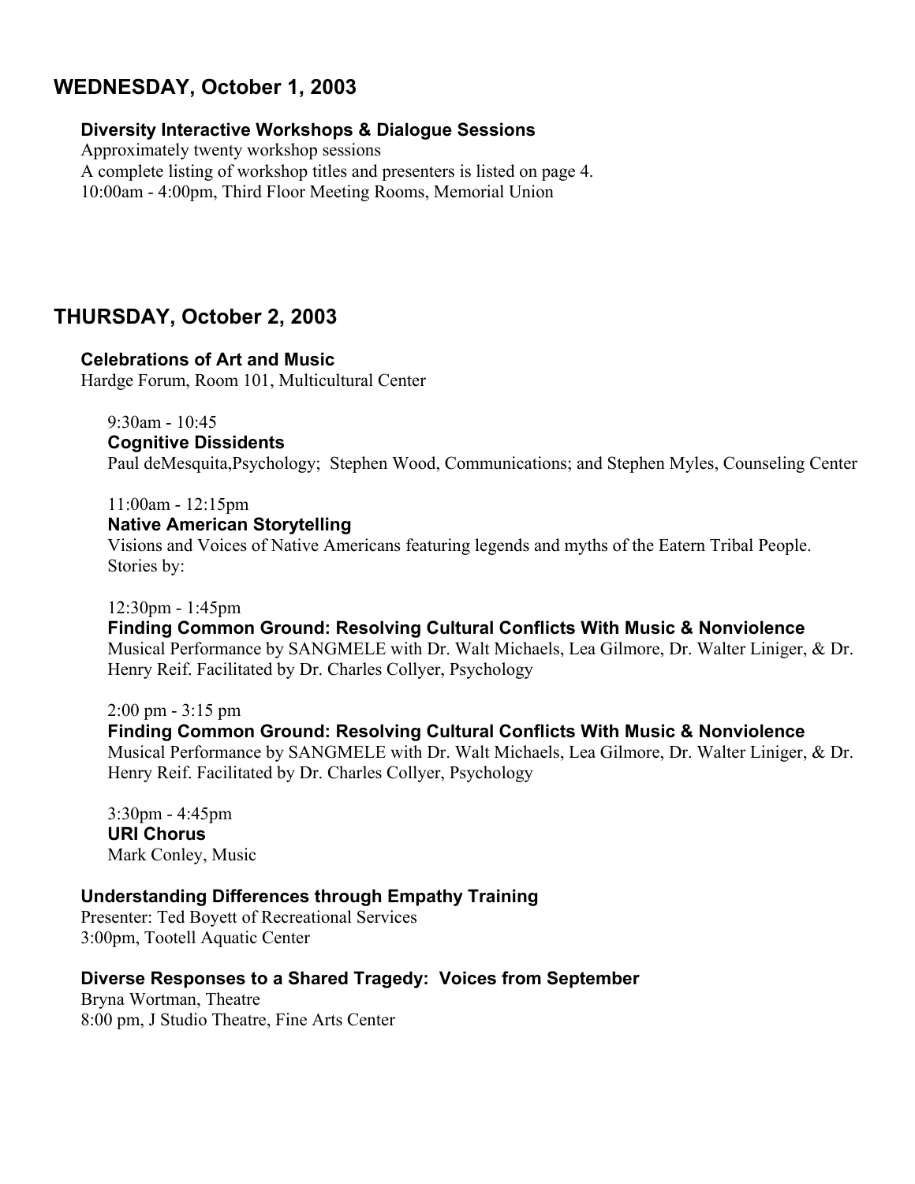## WEDNESDAY, October 1, 2003

### Diversity Interactive Workshops & Dialogue Sessions

Approximately twenty workshop sessions
A complete listing of workshop titles and presenters is listed on page 4.
10:00am - 4:00pm, Third Floor Meeting Rooms, Memorial Union

## THURSDAY, October 2, 2003

### Celebrations of Art and Music

Hardge Forum, Room 101, Multicultural Center

9:30am - 10:45
**Cognitive Dissidents**
Paul deMesquita,Psychology; Stephen Wood, Communications; and Stephen Myles, Counseling Center

11:00am - 12:15pm
**Native American Storytelling**
Visions and Voices of Native Americans featuring legends and myths of the Eatern Tribal People.
Stories by:

12:30pm - 1:45pm
**Finding Common Ground: Resolving Cultural Conflicts With Music & Nonviolence**
Musical Performance by SANGMELE with Dr. Walt Michaels, Lea Gilmore, Dr. Walter Liniger, & Dr. Henry Reif. Facilitated by Dr. Charles Collyer, Psychology

2:00 pm - 3:15 pm
**Finding Common Ground: Resolving Cultural Conflicts With Music & Nonviolence**
Musical Performance by SANGMELE with Dr. Walt Michaels, Lea Gilmore, Dr. Walter Liniger, & Dr. Henry Reif. Facilitated by Dr. Charles Collyer, Psychology

3:30pm - 4:45pm
**URI Chorus**
Mark Conley, Music

### Understanding Differences through Empathy Training

Presenter: Ted Boyett of Recreational Services
3:00pm, Tootell Aquatic Center

### Diverse Responses to a Shared Tragedy: Voices from September

Bryna Wortman, Theatre
8:00 pm, J Studio Theatre, Fine Arts Center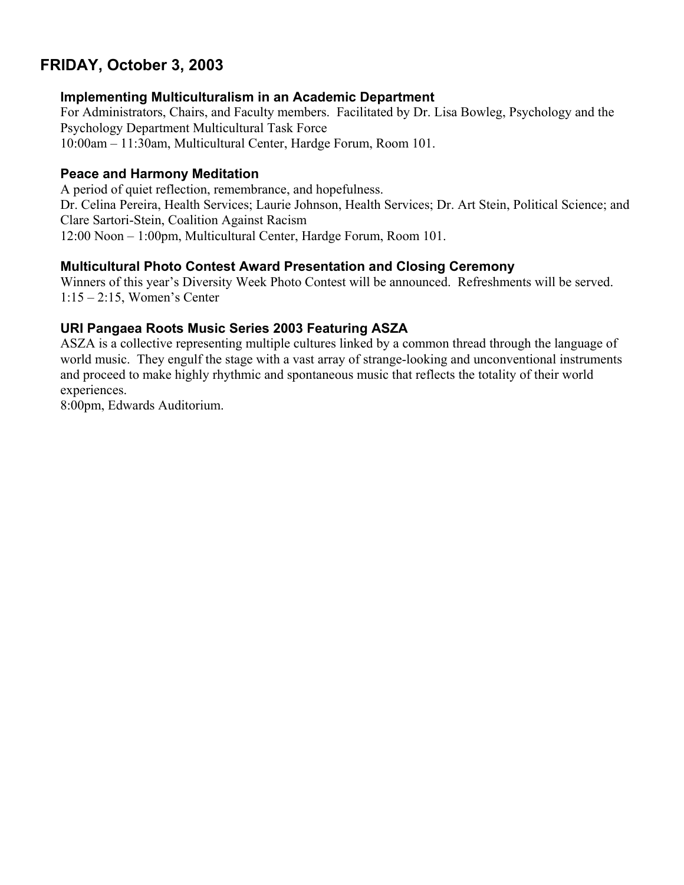## FRIDAY, October 3, 2003

### Implementing Multiculturalism in an Academic Department

For Administrators, Chairs, and Faculty members. Facilitated by Dr. Lisa Bowleg, Psychology and the Psychology Department Multicultural Task Force
10:00am – 11:30am, Multicultural Center, Hardge Forum, Room 101.

### Peace and Harmony Meditation

A period of quiet reflection, remembrance, and hopefulness.
Dr. Celina Pereira, Health Services; Laurie Johnson, Health Services; Dr. Art Stein, Political Science; and Clare Sartori-Stein, Coalition Against Racism
12:00 Noon – 1:00pm, Multicultural Center, Hardge Forum, Room 101.

### Multicultural Photo Contest Award Presentation and Closing Ceremony

Winners of this year's Diversity Week Photo Contest will be announced. Refreshments will be served.
1:15 – 2:15, Women's Center

### URI Pangaea Roots Music Series 2003 Featuring ASZA

ASZA is a collective representing multiple cultures linked by a common thread through the language of world music. They engulf the stage with a vast array of strange-looking and unconventional instruments and proceed to make highly rhythmic and spontaneous music that reflects the totality of their world experiences.
8:00pm, Edwards Auditorium.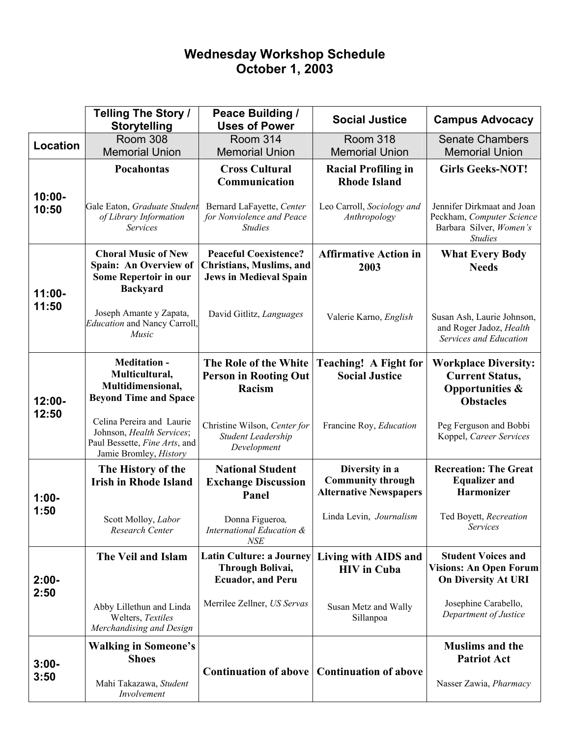# Wednesday Workshop Schedule
## October 1, 2003

| | Telling The Story / Storytelling | Peace Building / Uses of Power | Social Justice | Campus Advocacy |
|---|---|---|---|---|
| **Location** | Room 308 Memorial Union | Room 314 Memorial Union | Room 318 Memorial Union | Senate Chambers Memorial Union |
| **10:00-10:50** | **Pocahontas**<br><br>Gale Eaton, *Graduate Student of Library Information Services* | **Cross Cultural Communication**<br><br>Bernard LaFayette, *Center for Nonviolence and Peace Studies* | **Racial Profiling in Rhode Island**<br><br>Leo Carroll, *Sociology and Anthropology* | **Girls Geeks-NOT!**<br><br>Jennifer Dirkmaat and Joan Peckham, *Computer Science* Barbara Silver, *Women's Studies* |
| **11:00-11:50** | **Choral Music of New Spain: An Overview of Some Repertoir in our Backyard**<br><br>Joseph Amante y Zapata, *Education* and Nancy Carroll, *Music* | **Peaceful Coexistence? Christians, Muslims, and Jews in Medieval Spain**<br><br>David Gitlitz, *Languages* | **Affirmative Action in 2003**<br><br>Valerie Karno, *English* | **What Every Body Needs**<br><br>Susan Ash, Laurie Johnson, and Roger Jadoz, *Health Services and Education* |
| **12:00-12:50** | **Meditation - Multicultural, Multidimensional, Beyond Time and Space**<br><br>Celina Pereira and Laurie Johnson, *Health Services*; Paul Bessette, *Fine Arts*, and Jamie Bromley, *History* | **The Role of the White Person in Rooting Out Racism**<br><br>Christine Wilson, *Center for Student Leadership Development* | **Teaching! A Fight for Social Justice**<br><br>Francine Roy, *Education* | **Workplace Diversity: Current Status, Opportunities & Obstacles**<br><br>Peg Ferguson and Bobbi Koppel, *Career Services* |
| **1:00-1:50** | **The History of the Irish in Rhode Island**<br><br>Scott Molloy, *Labor Research Center* | **National Student Exchange Discussion Panel**<br><br>Donna Figueroa, *International Education & NSE* | **Diversity in a Community through Alternative Newspapers**<br><br>Linda Levin, *Journalism* | **Recreation: The Great Equalizer and Harmonizer**<br><br>Ted Boyett, *Recreation Services* |
| **2:00-2:50** | **The Veil and Islam**<br><br>Abby Lillethun and Linda Welters, *Textiles Merchandising and Design* | **Latin Culture: a Journey Through Bolivai, Ecuador, and Peru**<br><br>Merrilee Zellner, *US Servas* | **Living with AIDS and HIV in Cuba**<br><br>Susan Metz and Wally Sillanpoa | **Student Voices and Visions: An Open Forum On Diversity At URI**<br><br>Josephine Carabello, *Department of Justice* |
| **3:00-3:50** | **Walking in Someone's Shoes**<br><br>Mahi Takazawa, *Student Involvement* | **Continuation of above** | **Continuation of above** | **Muslims and the Patriot Act**<br><br>Nasser Zawia, *Pharmacy* |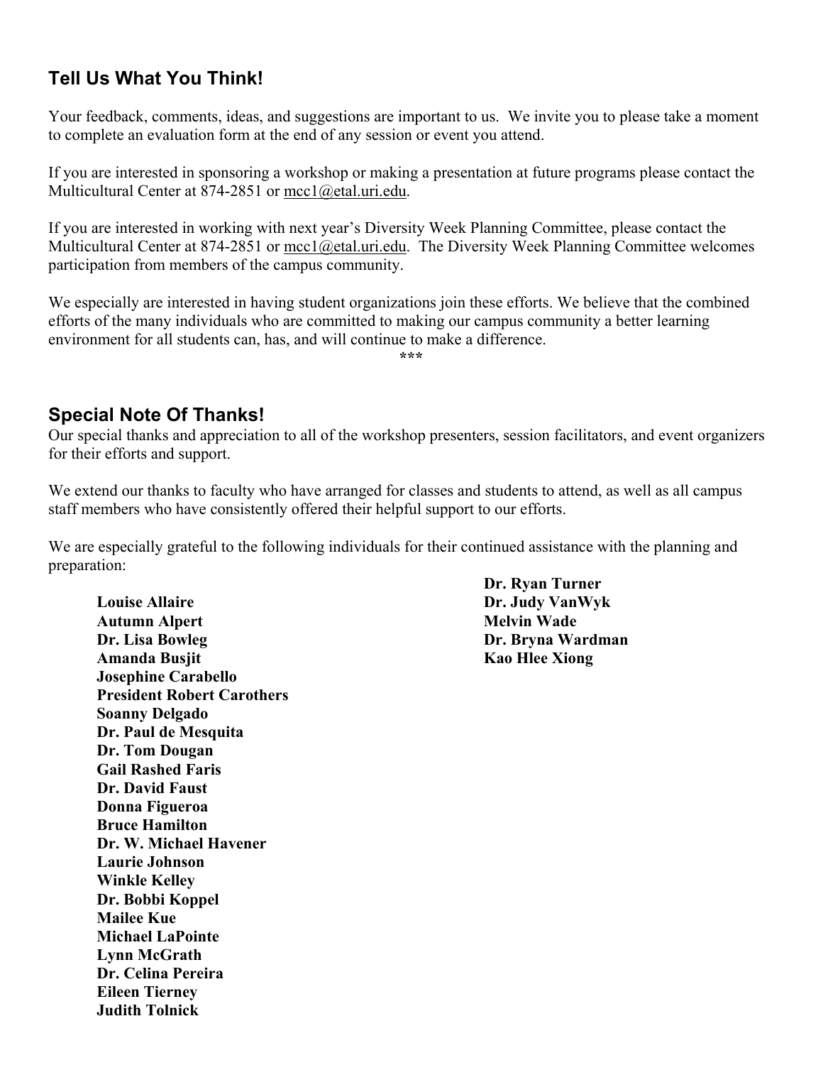## Tell Us What You Think!

Your feedback, comments, ideas, and suggestions are important to us. We invite you to please take a moment to complete an evaluation form at the end of any session or event you attend.

If you are interested in sponsoring a workshop or making a presentation at future programs please contact the Multicultural Center at 874-2851 or mcc1@etal.uri.edu.

If you are interested in working with next year's Diversity Week Planning Committee, please contact the Multicultural Center at 874-2851 or mcc1@etal.uri.edu. The Diversity Week Planning Committee welcomes participation from members of the campus community.

We especially are interested in having student organizations join these efforts. We believe that the combined efforts of the many individuals who are committed to making our campus community a better learning environment for all students can, has, and will continue to make a difference.

***

## Special Note Of Thanks!

Our special thanks and appreciation to all of the workshop presenters, session facilitators, and event organizers for their efforts and support.

We extend our thanks to faculty who have arranged for classes and students to attend, as well as all campus staff members who have consistently offered their helpful support to our efforts.

We are especially grateful to the following individuals for their continued assistance with the planning and preparation:

**Louise Allaire**
**Autumn Alpert**
**Dr. Lisa Bowleg**
**Amanda Busjit**
**Josephine Carabello**
**President Robert Carothers**
**Soanny Delgado**
**Dr. Paul de Mesquita**
**Dr. Tom Dougan**
**Gail Rashed Faris**
**Dr. David Faust**
**Donna Figueroa**
**Bruce Hamilton**
**Dr. W. Michael Havener**
**Laurie Johnson**
**Winkle Kelley**
**Dr. Bobbi Koppel**
**Mailee Kue**
**Michael LaPointe**
**Lynn McGrath**
**Dr. Celina Pereira**
**Eileen Tierney**
**Judith Tolnick**
**Dr. Ryan Turner**
**Dr. Judy VanWyk**
**Melvin Wade**
**Dr. Bryna Wardman**
**Kao Hlee Xiong**